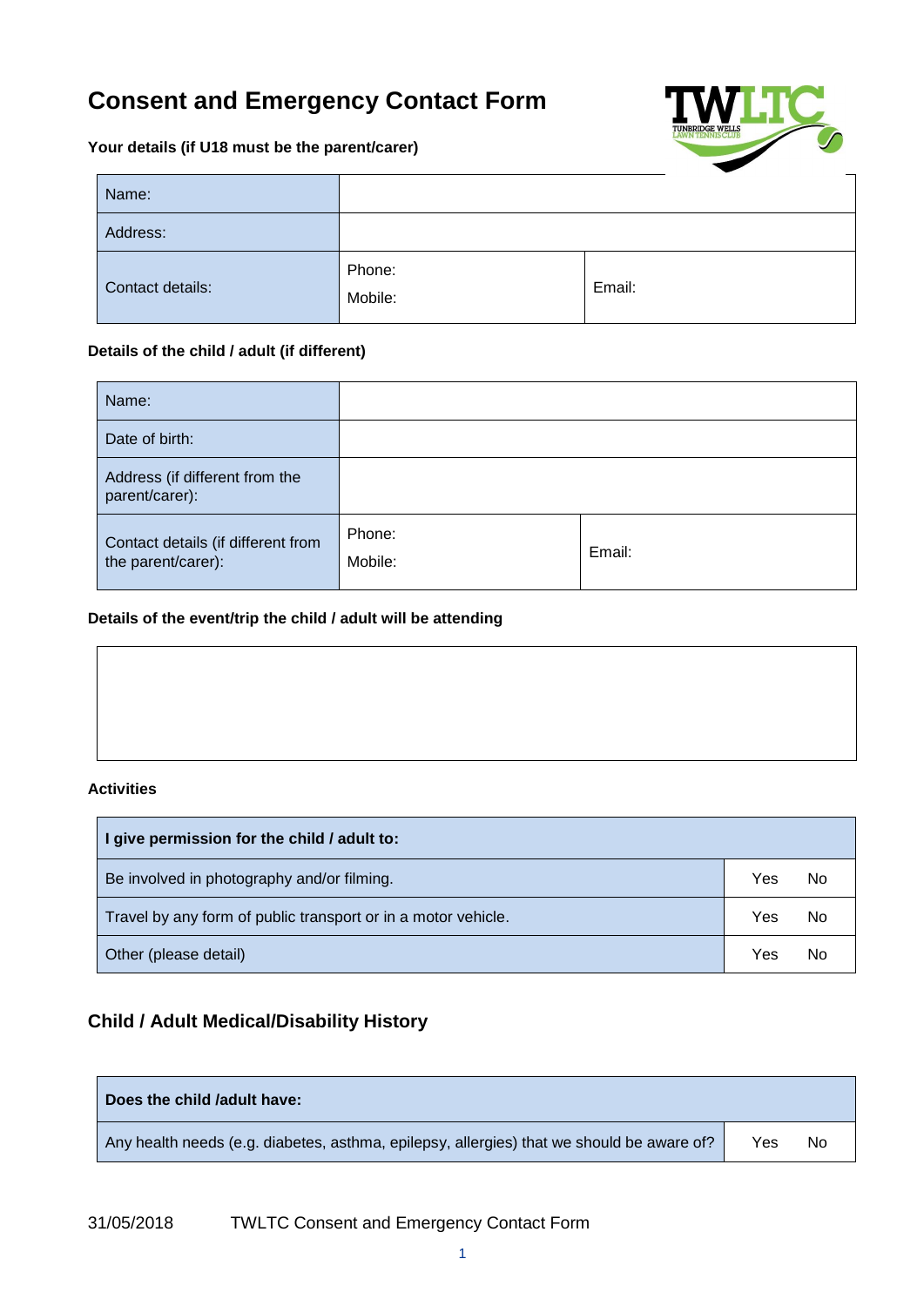# Consent and Emergency Contact Form

**Your details (if U18 must be the parent/carer)**

| | | |
|---|---|---|
| Name: | | |
| Address: | | |
| Contact details: | Phone:<br>Mobile: | Email: |

**Details of the child / adult (if different)**

| | | |
|---|---|---|
| Name: | | |
| Date of birth: | | |
| Address (if different from the parent/carer): | | |
| Contact details (if different from the parent/carer): | Phone:<br>Mobile: | Email: |

**Details of the event/trip the child / adult will be attending**

| |
|---|
| |

**Activities**

| **I give permission for the child / adult to:** | | |
|---|---|---|
| Be involved in photography and/or filming. | Yes | No |
| Travel by any form of public transport or in a motor vehicle. | Yes | No |
| Other (please detail) | Yes | No |

## Child / Adult Medical/Disability History

| **Does the child /adult have:** | | |
|---|---|---|
| Any health needs (e.g. diabetes, asthma, epilepsy, allergies) that we should be aware of? | Yes | No |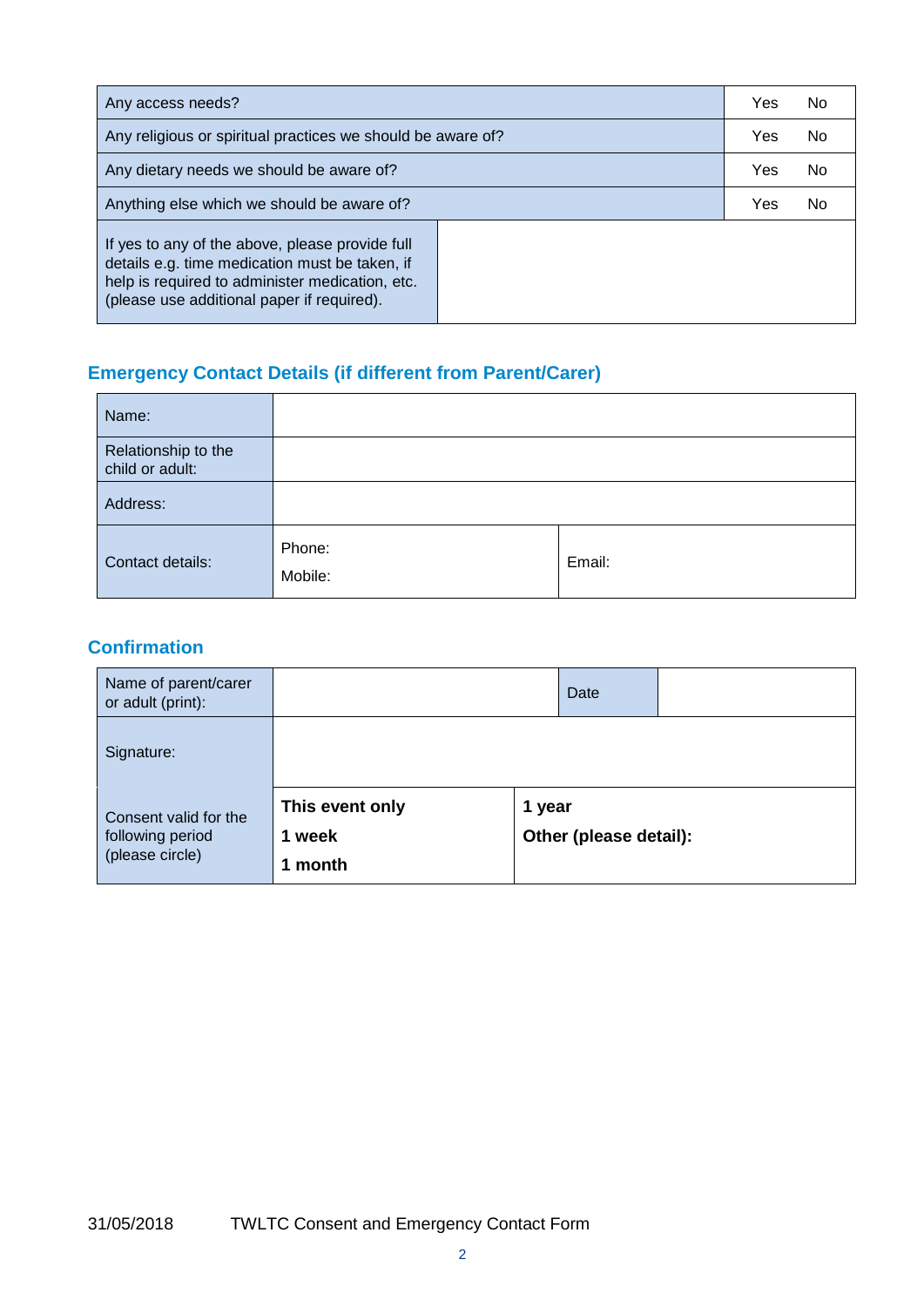| | | |
|---|---|---|
| Any access needs? | Yes | No |
| Any religious or spiritual practices we should be aware of? | Yes | No |
| Any dietary needs we should be aware of? | Yes | No |
| Anything else which we should be aware of? | Yes | No |
| If yes to any of the above, please provide full details e.g. time medication must be taken, if help is required to administer medication, etc. (please use additional paper if required). | | |

## Emergency Contact Details (if different from Parent/Carer)

| | | |
|---|---|---|
| Name: | | |
| Relationship to the child or adult: | | |
| Address: | | |
| Contact details: | Phone:<br>Mobile: | Email: |

## Confirmation

| | | | |
|---|---|---|---|
| Name of parent/carer or adult (print): | | Date | |
| Signature: | | | |
| Consent valid for the following period (please circle) | **This event only**<br>**1 week**<br>**1 month** | **1 year**<br>**Other (please detail):** | |

31/05/2018 TWLTC Consent and Emergency Contact Form